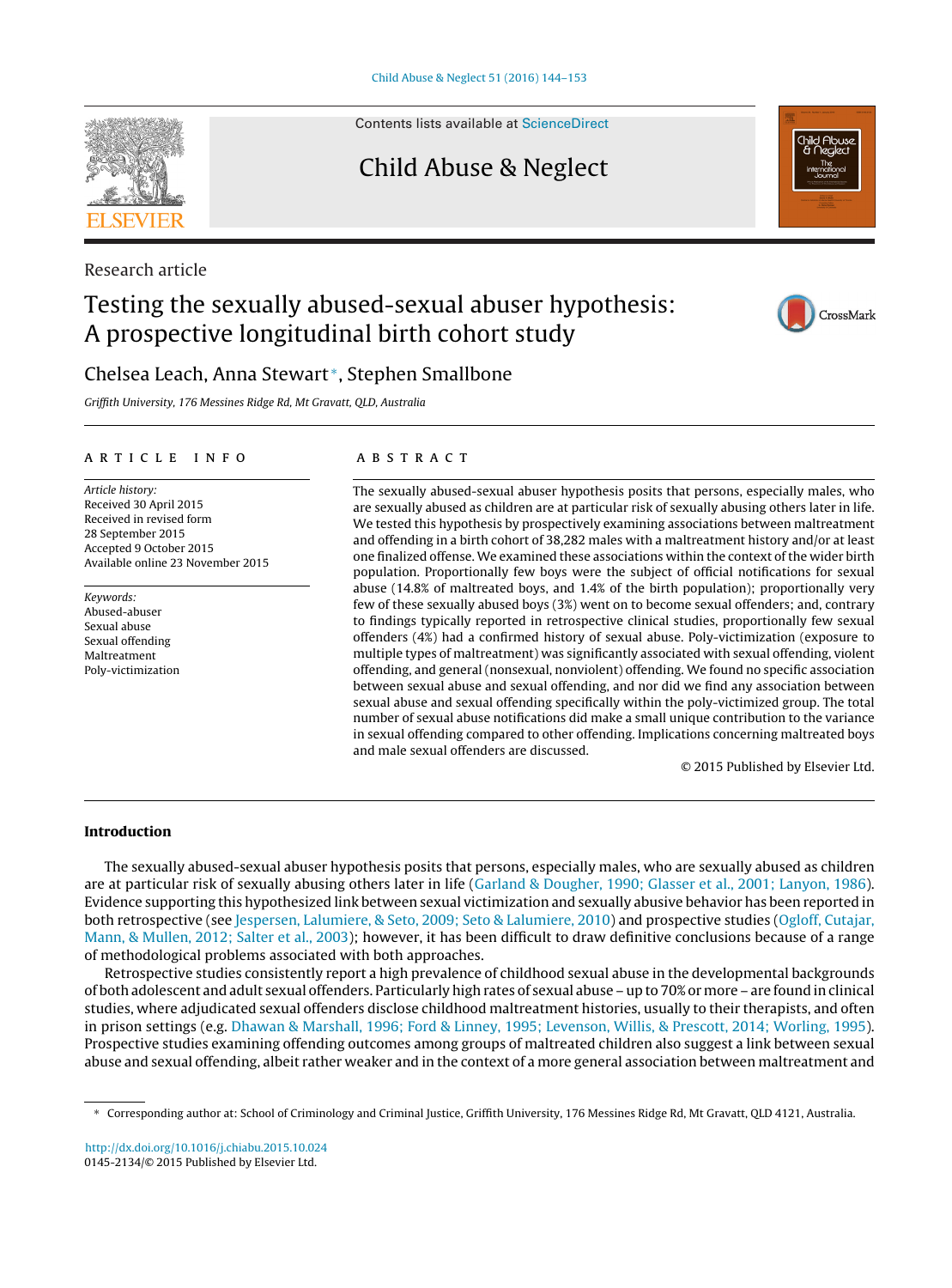Research article

# Testing the sexually abused-sexual abuser hypothesis: A prospective longitudinal birth cohort study

Chelsea Leach, Anna Stewart*, Stephen Smallbone

*Griffith University, 176 Messines Ridge Rd, Mt Gravatt, QLD, Australia*

## ARTICLE INFO

*Article history:*
Received 30 April 2015
Received in revised form
28 September 2015
Accepted 9 October 2015
Available online 23 November 2015

*Keywords:*
Abused-abuser
Sexual abuse
Sexual offending
Maltreatment
Poly-victimization

## ABSTRACT

The sexually abused-sexual abuser hypothesis posits that persons, especially males, who are sexually abused as children are at particular risk of sexually abusing others later in life. We tested this hypothesis by prospectively examining associations between maltreatment and offending in a birth cohort of 38,282 males with a maltreatment history and/or at least one finalized offense. We examined these associations within the context of the wider birth population. Proportionally few boys were the subject of official notifications for sexual abuse (14.8% of maltreated boys, and 1.4% of the birth population); proportionally very few of these sexually abused boys (3%) went on to become sexual offenders; and, contrary to findings typically reported in retrospective clinical studies, proportionally few sexual offenders (4%) had a confirmed history of sexual abuse. Poly-victimization (exposure to multiple types of maltreatment) was significantly associated with sexual offending, violent offending, and general (nonsexual, nonviolent) offending. We found no specific association between sexual abuse and sexual offending, and nor did we find any association between sexual abuse and sexual offending specifically within the poly-victimized group. The total number of sexual abuse notifications did make a small unique contribution to the variance in sexual offending compared to other offending. Implications concerning maltreated boys and male sexual offenders are discussed.

© 2015 Published by Elsevier Ltd.

## Introduction

The sexually abused-sexual abuser hypothesis posits that persons, especially males, who are sexually abused as children are at particular risk of sexually abusing others later in life (Garland & Dougher, 1990; Glasser et al., 2001; Lanyon, 1986). Evidence supporting this hypothesized link between sexual victimization and sexually abusive behavior has been reported in both retrospective (see Jespersen, Lalumiere, & Seto, 2009; Seto & Lalumiere, 2010) and prospective studies (Ogloff, Cutajar, Mann, & Mullen, 2012; Salter et al., 2003); however, it has been difficult to draw definitive conclusions because of a range of methodological problems associated with both approaches.

Retrospective studies consistently report a high prevalence of childhood sexual abuse in the developmental backgrounds of both adolescent and adult sexual offenders. Particularly high rates of sexual abuse – up to 70% or more – are found in clinical studies, where adjudicated sexual offenders disclose childhood maltreatment histories, usually to their therapists, and often in prison settings (e.g. Dhawan & Marshall, 1996; Ford & Linney, 1995; Levenson, Willis, & Prescott, 2014; Worling, 1995). Prospective studies examining offending outcomes among groups of maltreated children also suggest a link between sexual abuse and sexual offending, albeit rather weaker and in the context of a more general association between maltreatment and

---

* Corresponding author at: School of Criminology and Criminal Justice, Griffith University, 176 Messines Ridge Rd, Mt Gravatt, QLD 4121, Australia.

http://dx.doi.org/10.1016/j.chiabu.2015.10.024
0145-2134/© 2015 Published by Elsevier Ltd.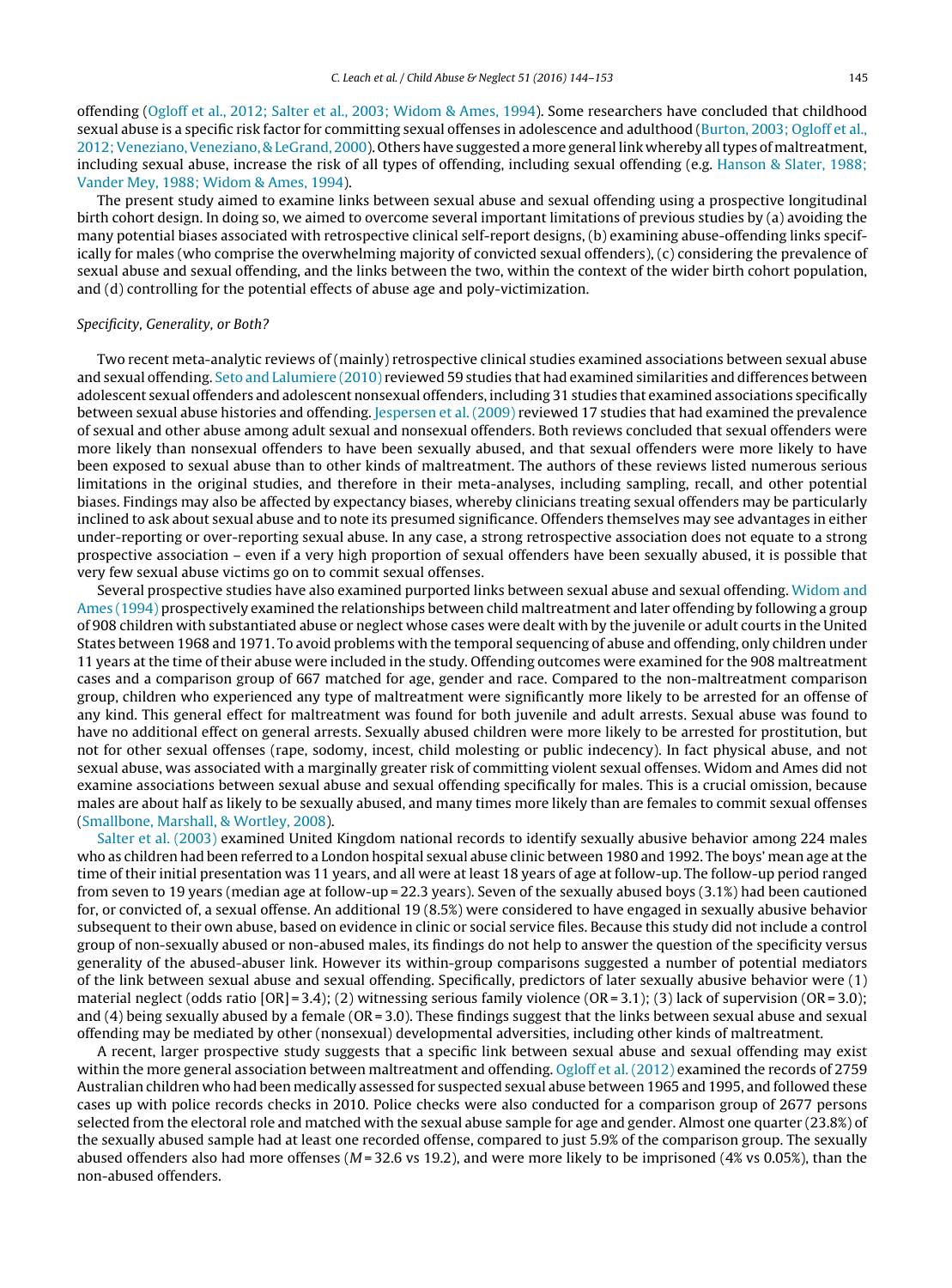offending (Ogloff et al., 2012; Salter et al., 2003; Widom & Ames, 1994). Some researchers have concluded that childhood sexual abuse is a specific risk factor for committing sexual offenses in adolescence and adulthood (Burton, 2003; Ogloff et al., 2012; Veneziano, Veneziano, & LeGrand, 2000). Others have suggested a more general link whereby all types of maltreatment, including sexual abuse, increase the risk of all types of offending, including sexual offending (e.g. Hanson & Slater, 1988; Vander Mey, 1988; Widom & Ames, 1994).

The present study aimed to examine links between sexual abuse and sexual offending using a prospective longitudinal birth cohort design. In doing so, we aimed to overcome several important limitations of previous studies by (a) avoiding the many potential biases associated with retrospective clinical self-report designs, (b) examining abuse-offending links specifically for males (who comprise the overwhelming majority of convicted sexual offenders), (c) considering the prevalence of sexual abuse and sexual offending, and the links between the two, within the context of the wider birth cohort population, and (d) controlling for the potential effects of abuse age and poly-victimization.

*Specificity, Generality, or Both?*

Two recent meta-analytic reviews of (mainly) retrospective clinical studies examined associations between sexual abuse and sexual offending. Seto and Lalumiere (2010) reviewed 59 studies that had examined similarities and differences between adolescent sexual offenders and adolescent nonsexual offenders, including 31 studies that examined associations specifically between sexual abuse histories and offending. Jespersen et al. (2009) reviewed 17 studies that had examined the prevalence of sexual and other abuse among adult sexual and nonsexual offenders. Both reviews concluded that sexual offenders were more likely than nonsexual offenders to have been sexually abused, and that sexual offenders were more likely to have been exposed to sexual abuse than to other kinds of maltreatment. The authors of these reviews listed numerous serious limitations in the original studies, and therefore in their meta-analyses, including sampling, recall, and other potential biases. Findings may also be affected by expectancy biases, whereby clinicians treating sexual offenders may be particularly inclined to ask about sexual abuse and to note its presumed significance. Offenders themselves may see advantages in either under-reporting or over-reporting sexual abuse. In any case, a strong retrospective association does not equate to a strong prospective association – even if a very high proportion of sexual offenders have been sexually abused, it is possible that very few sexual abuse victims go on to commit sexual offenses.

Several prospective studies have also examined purported links between sexual abuse and sexual offending. Widom and Ames (1994) prospectively examined the relationships between child maltreatment and later offending by following a group of 908 children with substantiated abuse or neglect whose cases were dealt with by the juvenile or adult courts in the United States between 1968 and 1971. To avoid problems with the temporal sequencing of abuse and offending, only children under 11 years at the time of their abuse were included in the study. Offending outcomes were examined for the 908 maltreatment cases and a comparison group of 667 matched for age, gender and race. Compared to the non-maltreatment comparison group, children who experienced any type of maltreatment were significantly more likely to be arrested for an offense of any kind. This general effect for maltreatment was found for both juvenile and adult arrests. Sexual abuse was found to have no additional effect on general arrests. Sexually abused children were more likely to be arrested for prostitution, but not for other sexual offenses (rape, sodomy, incest, child molesting or public indecency). In fact physical abuse, and not sexual abuse, was associated with a marginally greater risk of committing violent sexual offenses. Widom and Ames did not examine associations between sexual abuse and sexual offending specifically for males. This is a crucial omission, because males are about half as likely to be sexually abused, and many times more likely than are females to commit sexual offenses (Smallbone, Marshall, & Wortley, 2008).

Salter et al. (2003) examined United Kingdom national records to identify sexually abusive behavior among 224 males who as children had been referred to a London hospital sexual abuse clinic between 1980 and 1992. The boys' mean age at the time of their initial presentation was 11 years, and all were at least 18 years of age at follow-up. The follow-up period ranged from seven to 19 years (median age at follow-up = 22.3 years). Seven of the sexually abused boys (3.1%) had been cautioned for, or convicted of, a sexual offense. An additional 19 (8.5%) were considered to have engaged in sexually abusive behavior subsequent to their own abuse, based on evidence in clinic or social service files. Because this study did not include a control group of non-sexually abused or non-abused males, its findings do not help to answer the question of the specificity versus generality of the abused-abuser link. However its within-group comparisons suggested a number of potential mediators of the link between sexual abuse and sexual offending. Specifically, predictors of later sexually abusive behavior were (1) material neglect (odds ratio [OR] = 3.4); (2) witnessing serious family violence (OR = 3.1); (3) lack of supervision (OR = 3.0); and (4) being sexually abused by a female (OR = 3.0). These findings suggest that the links between sexual abuse and sexual offending may be mediated by other (nonsexual) developmental adversities, including other kinds of maltreatment.

A recent, larger prospective study suggests that a specific link between sexual abuse and sexual offending may exist within the more general association between maltreatment and offending. Ogloff et al. (2012) examined the records of 2759 Australian children who had been medically assessed for suspected sexual abuse between 1965 and 1995, and followed these cases up with police records checks in 2010. Police checks were also conducted for a comparison group of 2677 persons selected from the electoral role and matched with the sexual abuse sample for age and gender. Almost one quarter (23.8%) of the sexually abused sample had at least one recorded offense, compared to just 5.9% of the comparison group. The sexually abused offenders also had more offenses ($M$ = 32.6 vs 19.2), and were more likely to be imprisoned (4% vs 0.05%), than the non-abused offenders.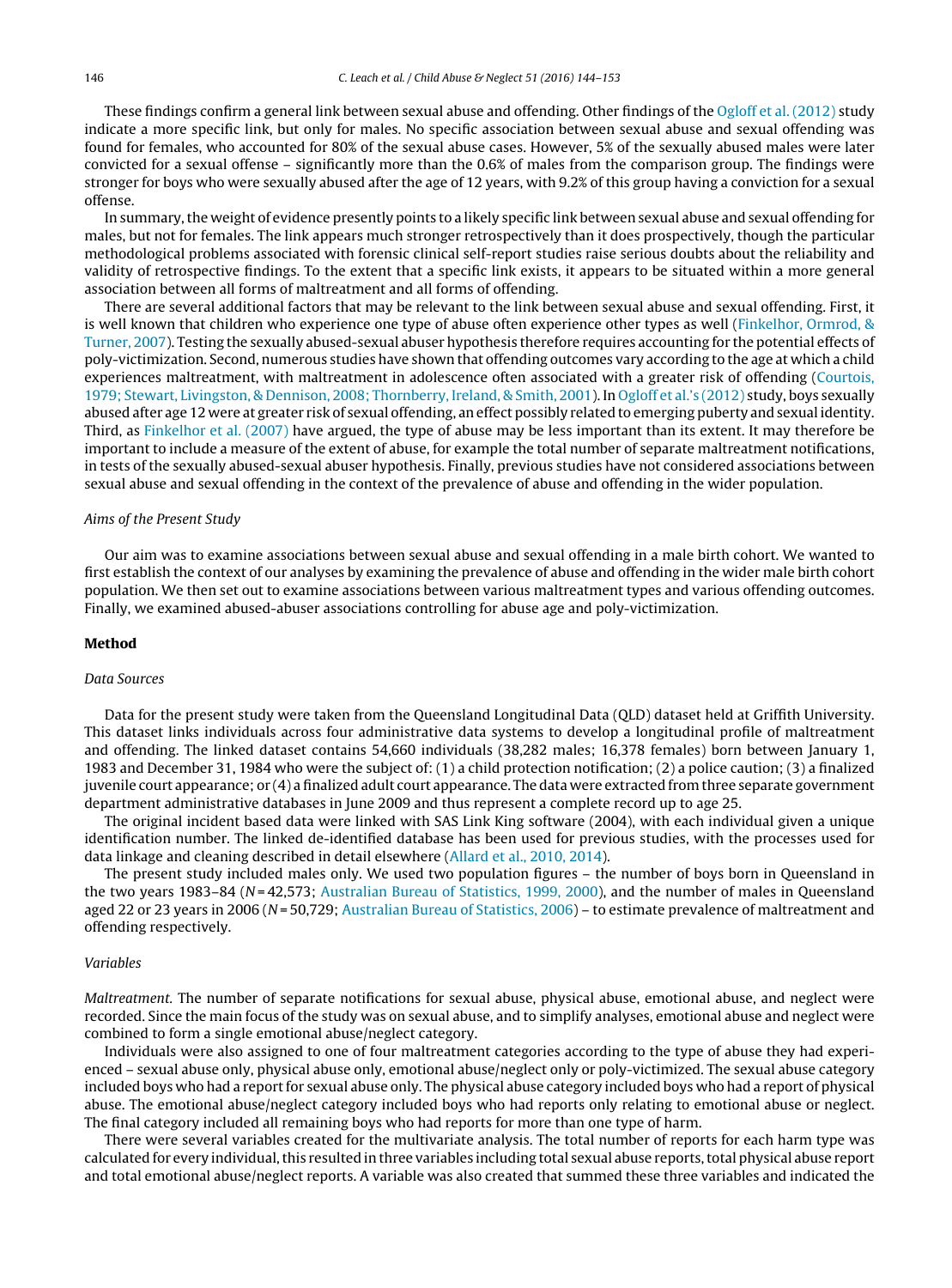These findings confirm a general link between sexual abuse and offending. Other findings of the Ogloff et al. (2012) study indicate a more specific link, but only for males. No specific association between sexual abuse and sexual offending was found for females, who accounted for 80% of the sexual abuse cases. However, 5% of the sexually abused males were later convicted for a sexual offense – significantly more than the 0.6% of males from the comparison group. The findings were stronger for boys who were sexually abused after the age of 12 years, with 9.2% of this group having a conviction for a sexual offense.

In summary, the weight of evidence presently points to a likely specific link between sexual abuse and sexual offending for males, but not for females. The link appears much stronger retrospectively than it does prospectively, though the particular methodological problems associated with forensic clinical self-report studies raise serious doubts about the reliability and validity of retrospective findings. To the extent that a specific link exists, it appears to be situated within a more general association between all forms of maltreatment and all forms of offending.

There are several additional factors that may be relevant to the link between sexual abuse and sexual offending. First, it is well known that children who experience one type of abuse often experience other types as well (Finkelhor, Ormrod, & Turner, 2007). Testing the sexually abused-sexual abuser hypothesis therefore requires accounting for the potential effects of poly-victimization. Second, numerous studies have shown that offending outcomes vary according to the age at which a child experiences maltreatment, with maltreatment in adolescence often associated with a greater risk of offending (Courtois, 1979; Stewart, Livingston, & Dennison, 2008; Thornberry, Ireland, & Smith, 2001). In Ogloff et al.'s (2012) study, boys sexually abused after age 12 were at greater risk of sexual offending, an effect possibly related to emerging puberty and sexual identity. Third, as Finkelhor et al. (2007) have argued, the type of abuse may be less important than its extent. It may therefore be important to include a measure of the extent of abuse, for example the total number of separate maltreatment notifications, in tests of the sexually abused-sexual abuser hypothesis. Finally, previous studies have not considered associations between sexual abuse and sexual offending in the context of the prevalence of abuse and offending in the wider population.

### *Aims of the Present Study*

Our aim was to examine associations between sexual abuse and sexual offending in a male birth cohort. We wanted to first establish the context of our analyses by examining the prevalence of abuse and offending in the wider male birth cohort population. We then set out to examine associations between various maltreatment types and various offending outcomes. Finally, we examined abused-abuser associations controlling for abuse age and poly-victimization.

## Method

### *Data Sources*

Data for the present study were taken from the Queensland Longitudinal Data (QLD) dataset held at Griffith University. This dataset links individuals across four administrative data systems to develop a longitudinal profile of maltreatment and offending. The linked dataset contains 54,660 individuals (38,282 males; 16,378 females) born between January 1, 1983 and December 31, 1984 who were the subject of: (1) a child protection notification; (2) a police caution; (3) a finalized juvenile court appearance; or (4) a finalized adult court appearance. The data were extracted from three separate government department administrative databases in June 2009 and thus represent a complete record up to age 25.

The original incident based data were linked with SAS Link King software (2004), with each individual given a unique identification number. The linked de-identified database has been used for previous studies, with the processes used for data linkage and cleaning described in detail elsewhere (Allard et al., 2010, 2014).

The present study included males only. We used two population figures – the number of boys born in Queensland in the two years 1983–84 ($N$ = 42,573; Australian Bureau of Statistics, 1999, 2000), and the number of males in Queensland aged 22 or 23 years in 2006 ($N$ = 50,729; Australian Bureau of Statistics, 2006) – to estimate prevalence of maltreatment and offending respectively.

### *Variables*

*Maltreatment.* The number of separate notifications for sexual abuse, physical abuse, emotional abuse, and neglect were recorded. Since the main focus of the study was on sexual abuse, and to simplify analyses, emotional abuse and neglect were combined to form a single emotional abuse/neglect category.

Individuals were also assigned to one of four maltreatment categories according to the type of abuse they had experienced – sexual abuse only, physical abuse only, emotional abuse/neglect only or poly-victimized. The sexual abuse category included boys who had a report for sexual abuse only. The physical abuse category included boys who had a report of physical abuse. The emotional abuse/neglect category included boys who had reports only relating to emotional abuse or neglect. The final category included all remaining boys who had reports for more than one type of harm.

There were several variables created for the multivariate analysis. The total number of reports for each harm type was calculated for every individual, this resulted in three variables including total sexual abuse reports, total physical abuse report and total emotional abuse/neglect reports. A variable was also created that summed these three variables and indicated the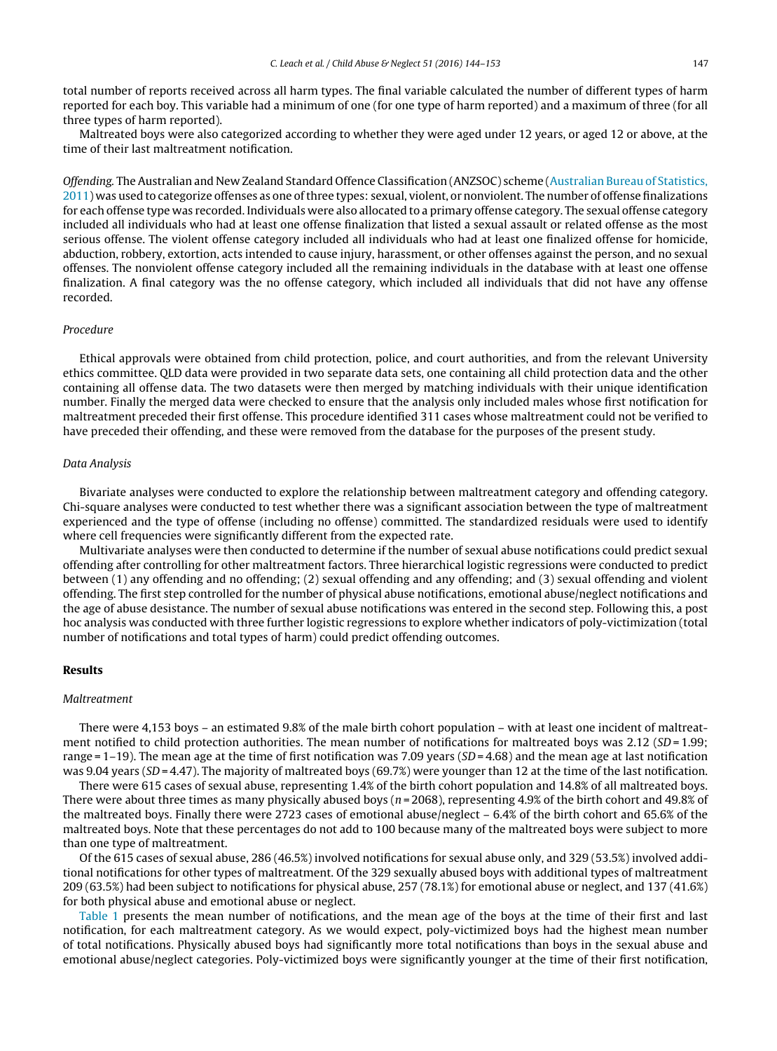total number of reports received across all harm types. The final variable calculated the number of different types of harm reported for each boy. This variable had a minimum of one (for one type of harm reported) and a maximum of three (for all three types of harm reported).

Maltreated boys were also categorized according to whether they were aged under 12 years, or aged 12 or above, at the time of their last maltreatment notification.

*Offending.* The Australian and New Zealand Standard Offence Classification (ANZSOC) scheme (Australian Bureau of Statistics, 2011) was used to categorize offenses as one of three types: sexual, violent, or nonviolent. The number of offense finalizations for each offense type was recorded. Individuals were also allocated to a primary offense category. The sexual offense category included all individuals who had at least one offense finalization that listed a sexual assault or related offense as the most serious offense. The violent offense category included all individuals who had at least one finalized offense for homicide, abduction, robbery, extortion, acts intended to cause injury, harassment, or other offenses against the person, and no sexual offenses. The nonviolent offense category included all the remaining individuals in the database with at least one offense finalization. A final category was the no offense category, which included all individuals that did not have any offense recorded.

### *Procedure*

Ethical approvals were obtained from child protection, police, and court authorities, and from the relevant University ethics committee. QLD data were provided in two separate data sets, one containing all child protection data and the other containing all offense data. The two datasets were then merged by matching individuals with their unique identification number. Finally the merged data were checked to ensure that the analysis only included males whose first notification for maltreatment preceded their first offense. This procedure identified 311 cases whose maltreatment could not be verified to have preceded their offending, and these were removed from the database for the purposes of the present study.

### *Data Analysis*

Bivariate analyses were conducted to explore the relationship between maltreatment category and offending category. Chi-square analyses were conducted to test whether there was a significant association between the type of maltreatment experienced and the type of offense (including no offense) committed. The standardized residuals were used to identify where cell frequencies were significantly different from the expected rate.

Multivariate analyses were then conducted to determine if the number of sexual abuse notifications could predict sexual offending after controlling for other maltreatment factors. Three hierarchical logistic regressions were conducted to predict between (1) any offending and no offending; (2) sexual offending and any offending; and (3) sexual offending and violent offending. The first step controlled for the number of physical abuse notifications, emotional abuse/neglect notifications and the age of abuse desistance. The number of sexual abuse notifications was entered in the second step. Following this, a post hoc analysis was conducted with three further logistic regressions to explore whether indicators of poly-victimization (total number of notifications and total types of harm) could predict offending outcomes.

## **Results**

### *Maltreatment*

There were 4,153 boys – an estimated 9.8% of the male birth cohort population – with at least one incident of maltreatment notified to child protection authorities. The mean number of notifications for maltreated boys was 2.12 ($SD$ = 1.99; range = 1–19). The mean age at the time of first notification was 7.09 years ($SD$ = 4.68) and the mean age at last notification was 9.04 years ($SD$ = 4.47). The majority of maltreated boys (69.7%) were younger than 12 at the time of the last notification.

There were 615 cases of sexual abuse, representing 1.4% of the birth cohort population and 14.8% of all maltreated boys. There were about three times as many physically abused boys ($n$ = 2068), representing 4.9% of the birth cohort and 49.8% of the maltreated boys. Finally there were 2723 cases of emotional abuse/neglect – 6.4% of the birth cohort and 65.6% of the maltreated boys. Note that these percentages do not add to 100 because many of the maltreated boys were subject to more than one type of maltreatment.

Of the 615 cases of sexual abuse, 286 (46.5%) involved notifications for sexual abuse only, and 329 (53.5%) involved additional notifications for other types of maltreatment. Of the 329 sexually abused boys with additional types of maltreatment 209 (63.5%) had been subject to notifications for physical abuse, 257 (78.1%) for emotional abuse or neglect, and 137 (41.6%) for both physical abuse and emotional abuse or neglect.

Table 1 presents the mean number of notifications, and the mean age of the boys at the time of their first and last notification, for each maltreatment category. As we would expect, poly-victimized boys had the highest mean number of total notifications. Physically abused boys had significantly more total notifications than boys in the sexual abuse and emotional abuse/neglect categories. Poly-victimized boys were significantly younger at the time of their first notification,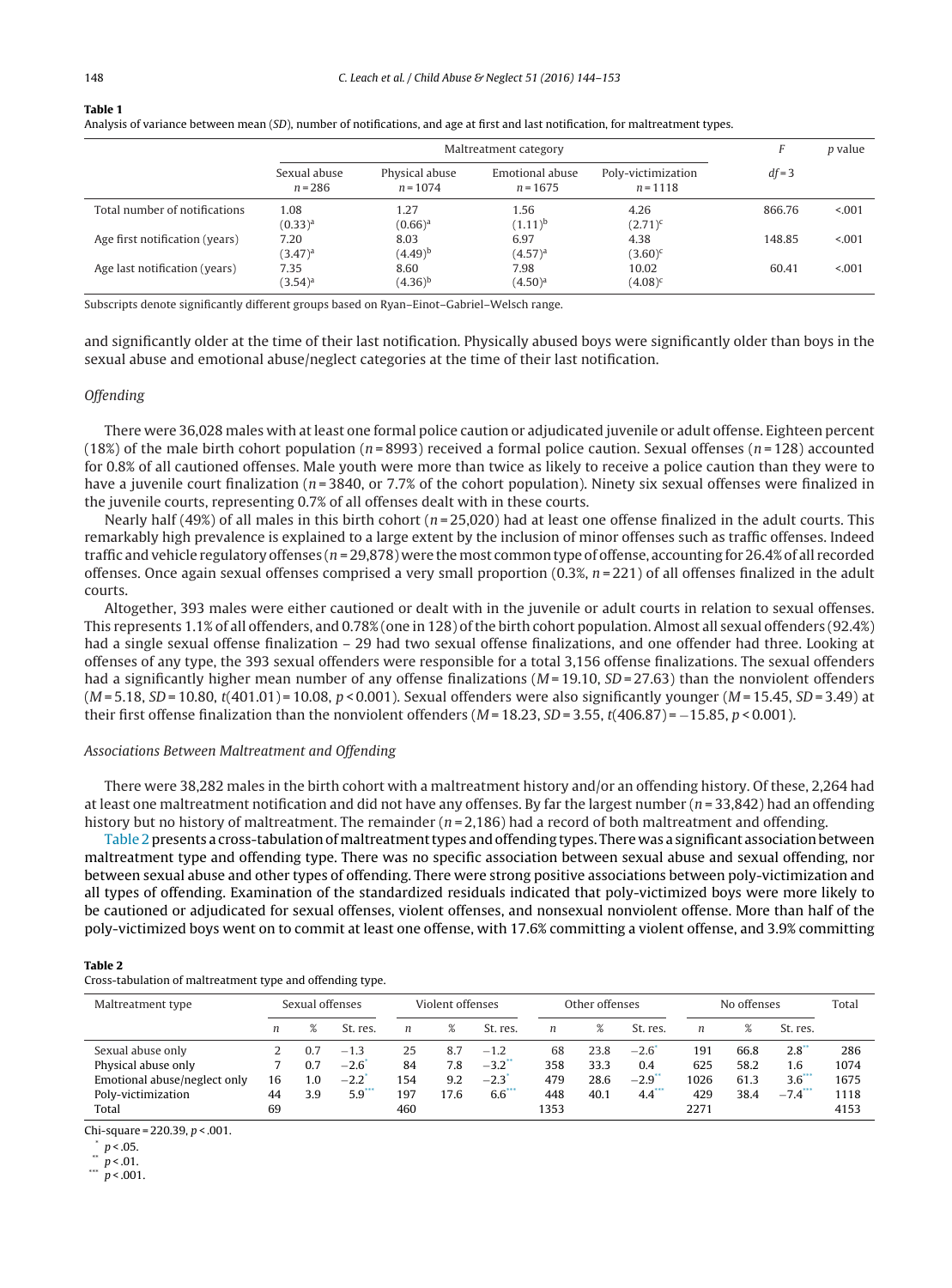**Table 1**
Analysis of variance between mean (*SD*), number of notifications, and age at first and last notification, for maltreatment types.

| | Maltreatment category | | | | *F* | *p* value |
|---|---|---|---|---|---|---|
| | Sexual abuse $n = 286$ | Physical abuse $n = 1074$ | Emotional abuse $n = 1675$ | Poly-victimization $n = 1118$ | $df = 3$ | |
| Total number of notifications | 1.08 $(0.33)^{a}$ | 1.27 $(0.66)^{a}$ | 1.56 $(1.11)^{b}$ | 4.26 $(2.71)^{c}$ | 866.76 | <.001 |
| Age first notification (years) | 7.20 $(3.47)^{a}$ | 8.03 $(4.49)^{b}$ | 6.97 $(4.57)^{a}$ | 4.38 $(3.60)^{c}$ | 148.85 | <.001 |
| Age last notification (years) | 7.35 $(3.54)^{a}$ | 8.60 $(4.36)^{b}$ | 7.98 $(4.50)^{a}$ | 10.02 $(4.08)^{c}$ | 60.41 | <.001 |

Subscripts denote significantly different groups based on Ryan–Einot–Gabriel–Welsch range.

and significantly older at the time of their last notification. Physically abused boys were significantly older than boys in the sexual abuse and emotional abuse/neglect categories at the time of their last notification.

### *Offending*

There were 36,028 males with at least one formal police caution or adjudicated juvenile or adult offense. Eighteen percent (18%) of the male birth cohort population ($n = 8993$) received a formal police caution. Sexual offenses ($n = 128$) accounted for 0.8% of all cautioned offenses. Male youth were more than twice as likely to receive a police caution than they were to have a juvenile court finalization ($n = 3840$, or 7.7% of the cohort population). Ninety six sexual offenses were finalized in the juvenile courts, representing 0.7% of all offenses dealt with in these courts.

Nearly half (49%) of all males in this birth cohort ($n = 25{,}020$) had at least one offense finalized in the adult courts. This remarkably high prevalence is explained to a large extent by the inclusion of minor offenses such as traffic offenses. Indeed traffic and vehicle regulatory offenses ($n = 29{,}878$) were the most common type of offense, accounting for 26.4% of all recorded offenses. Once again sexual offenses comprised a very small proportion (0.3%, $n = 221$) of all offenses finalized in the adult courts.

Altogether, 393 males were either cautioned or dealt with in the juvenile or adult courts in relation to sexual offenses. This represents 1.1% of all offenders, and 0.78% (one in 128) of the birth cohort population. Almost all sexual offenders (92.4%) had a single sexual offense finalization – 29 had two sexual offense finalizations, and one offender had three. Looking at offenses of any type, the 393 sexual offenders were responsible for a total 3,156 offense finalizations. The sexual offenders had a significantly higher mean number of any offense finalizations ($M = 19.10$, $SD = 27.63$) than the nonviolent offenders ($M = 5.18$, $SD = 10.80$, $t(401.01) = 10.08$, $p < 0.001$). Sexual offenders were also significantly younger ($M = 15.45$, $SD = 3.49$) at their first offense finalization than the nonviolent offenders ($M = 18.23$, $SD = 3.55$, $t(406.87) = -15.85$, $p < 0.001$).

### *Associations Between Maltreatment and Offending*

There were 38,282 males in the birth cohort with a maltreatment history and/or an offending history. Of these, 2,264 had at least one maltreatment notification and did not have any offenses. By far the largest number ($n = 33{,}842$) had an offending history but no history of maltreatment. The remainder ($n = 2{,}186$) had a record of both maltreatment and offending.

Table 2 presents a cross-tabulation of maltreatment types and offending types. There was a significant association between maltreatment type and offending type. There was no specific association between sexual abuse and sexual offending, nor between sexual abuse and other types of offending. There were strong positive associations between poly-victimization and all types of offending. Examination of the standardized residuals indicated that poly-victimized boys were more likely to be cautioned or adjudicated for sexual offenses, violent offenses, and nonsexual nonviolent offense. More than half of the poly-victimized boys went on to commit at least one offense, with 17.6% committing a violent offense, and 3.9% committing

**Table 2**
Cross-tabulation of maltreatment type and offending type.

| Maltreatment type | Sexual offenses | | | Violent offenses | | | Other offenses | | | No offenses | | | Total |
|---|---|---|---|---|---|---|---|---|---|---|---|---|---|
| | *n* | % | St. res. | *n* | % | St. res. | *n* | % | St. res. | *n* | % | St. res. | |
| Sexual abuse only | 2 | 0.7 | −1.3 | 25 | 8.7 | −1.2 | 68 | 23.8 | $-2.6^{*}$ | 191 | 66.8 | $2.8^{**}$ | 286 |
| Physical abuse only | 7 | 0.7 | $-2.6^{*}$ | 84 | 7.8 | $-3.2^{**}$ | 358 | 33.3 | 0.4 | 625 | 58.2 | 1.6 | 1074 |
| Emotional abuse/neglect only | 16 | 1.0 | $-2.2^{*}$ | 154 | 9.2 | $-2.3^{*}$ | 479 | 28.6 | $-2.9^{**}$ | 1026 | 61.3 | $3.6^{***}$ | 1675 |
| Poly-victimization | 44 | 3.9 | $5.9^{***}$ | 197 | 17.6 | $6.6^{***}$ | 448 | 40.1 | $4.4^{***}$ | 429 | 38.4 | $-7.4^{***}$ | 1118 |
| Total | 69 | | | 460 | | | 1353 | | | 2271 | | | 4153 |

Chi-square = 220.39, $p < .001$.

\* $p < .05$.

\*\* $p < .01$.

\*\*\* $p < .001$.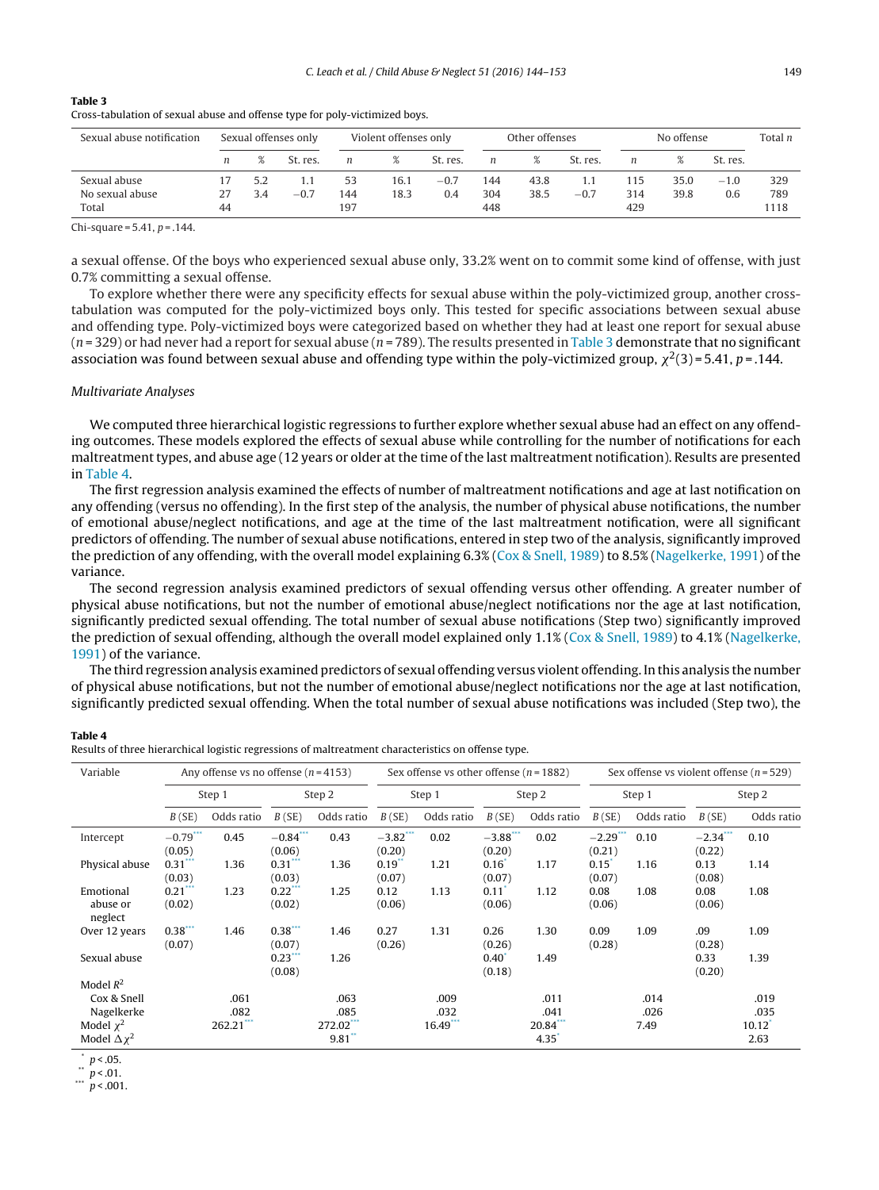**Table 3**
Cross-tabulation of sexual abuse and offense type for poly-victimized boys.

| Sexual abuse notification | Sexual offenses only | | | Violent offenses only | | | Other offenses | | | No offense | | | Total *n* |
|---|---|---|---|---|---|---|---|---|---|---|---|---|---|
| | *n* | % | St. res. | *n* | % | St. res. | *n* | % | St. res. | *n* | % | St. res. | |
| Sexual abuse | 17 | 5.2 | 1.1 | 53 | 16.1 | −0.7 | 144 | 43.8 | 1.1 | 115 | 35.0 | −1.0 | 329 |
| No sexual abuse | 27 | 3.4 | −0.7 | 144 | 18.3 | 0.4 | 304 | 38.5 | −0.7 | 314 | 39.8 | 0.6 | 789 |
| Total | 44 | | | 197 | | | 448 | | | 429 | | | 1118 |

Chi-square = 5.41, $p = .144$.

a sexual offense. Of the boys who experienced sexual abuse only, 33.2% went on to commit some kind of offense, with just 0.7% committing a sexual offense.

To explore whether there were any specificity effects for sexual abuse within the poly-victimized group, another cross-tabulation was computed for the poly-victimized boys only. This tested for specific associations between sexual abuse and offending type. Poly-victimized boys were categorized based on whether they had at least one report for sexual abuse ($n = 329$) or had never had a report for sexual abuse ($n = 789$). The results presented in Table 3 demonstrate that no significant association was found between sexual abuse and offending type within the poly-victimized group, $\chi^2(3) = 5.41$, $p = .144$.

*Multivariate Analyses*

We computed three hierarchical logistic regressions to further explore whether sexual abuse had an effect on any offending outcomes. These models explored the effects of sexual abuse while controlling for the number of notifications for each maltreatment types, and abuse age (12 years or older at the time of the last maltreatment notification). Results are presented in Table 4.

The first regression analysis examined the effects of number of maltreatment notifications and age at last notification on any offending (versus no offending). In the first step of the analysis, the number of physical abuse notifications, the number of emotional abuse/neglect notifications, and age at the time of the last maltreatment notification, were all significant predictors of offending. The number of sexual abuse notifications, entered in step two of the analysis, significantly improved the prediction of any offending, with the overall model explaining 6.3% (Cox & Snell, 1989) to 8.5% (Nagelkerke, 1991) of the variance.

The second regression analysis examined predictors of sexual offending versus other offending. A greater number of physical abuse notifications, but not the number of emotional abuse/neglect notifications nor the age at last notification, significantly predicted sexual offending. The total number of sexual abuse notifications (Step two) significantly improved the prediction of sexual offending, although the overall model explained only 1.1% (Cox & Snell, 1989) to 4.1% (Nagelkerke, 1991) of the variance.

The third regression analysis examined predictors of sexual offending versus violent offending. In this analysis the number of physical abuse notifications, but not the number of emotional abuse/neglect notifications nor the age at last notification, significantly predicted sexual offending. When the total number of sexual abuse notifications was included (Step two), the

**Table 4**
Results of three hierarchical logistic regressions of maltreatment characteristics on offense type.

| Variable | Any offense vs no offense ($n = 4153$) | | | | Sex offense vs other offense ($n = 1882$) | | | | Sex offense vs violent offense ($n = 529$) | | | |
|---|---|---|---|---|---|---|---|---|---|---|---|---|
| | Step 1 | | Step 2 | | Step 1 | | Step 2 | | Step 1 | | Step 2 | |
| | *B* (SE) | Odds ratio | *B* (SE) | Odds ratio | *B* (SE) | Odds ratio | *B* (SE) | Odds ratio | *B* (SE) | Odds ratio | *B* (SE) | Odds ratio |
| Intercept | −0.79*** (0.05) | 0.45 | −0.84*** (0.06) | 0.43 | −3.82*** (0.20) | 0.02 | −3.88*** (0.20) | 0.02 | −2.29*** (0.21) | 0.10 | −2.34*** (0.22) | 0.10 |
| Physical abuse | 0.31*** (0.03) | 1.36 | 0.31*** (0.03) | 1.36 | 0.19** (0.07) | 1.21 | 0.16* (0.07) | 1.17 | 0.15* (0.07) | 1.16 | 0.13 (0.08) | 1.14 |
| Emotional abuse or neglect | 0.21*** (0.02) | 1.23 | 0.22*** (0.02) | 1.25 | 0.12 (0.06) | 1.13 | 0.11* (0.06) | 1.12 | 0.08 (0.06) | 1.08 | 0.08 (0.06) | 1.08 |
| Over 12 years | 0.38*** (0.07) | 1.46 | 0.38*** (0.07) | 1.46 | 0.27 (0.26) | 1.31 | 0.26 (0.26) | 1.30 | 0.09 (0.28) | 1.09 | .09 (0.28) | 1.09 |
| Sexual abuse | | | 0.23*** (0.08) | 1.26 | | | 0.40* (0.18) | 1.49 | | | 0.33 (0.20) | 1.39 |
| Model $R^2$ | | | | | | | | | | | | |
| Cox & Snell | | .061 | | .063 | | .009 | | .011 | | .014 | | .019 |
| Nagelkerke | | .082 | | .085 | | .032 | | .041 | | .026 | | .035 |
| Model $\chi^2$ | | 262.21*** | | 272.02*** | | 16.49*** | | 20.84*** | | 7.49 | | 10.12* |
| Model $\Delta\chi^2$ | | | | 9.81** | | | | 4.35* | | | | 2.63 |

\* $p < .05$.
\** $p < .01$.
\*** $p < .001$.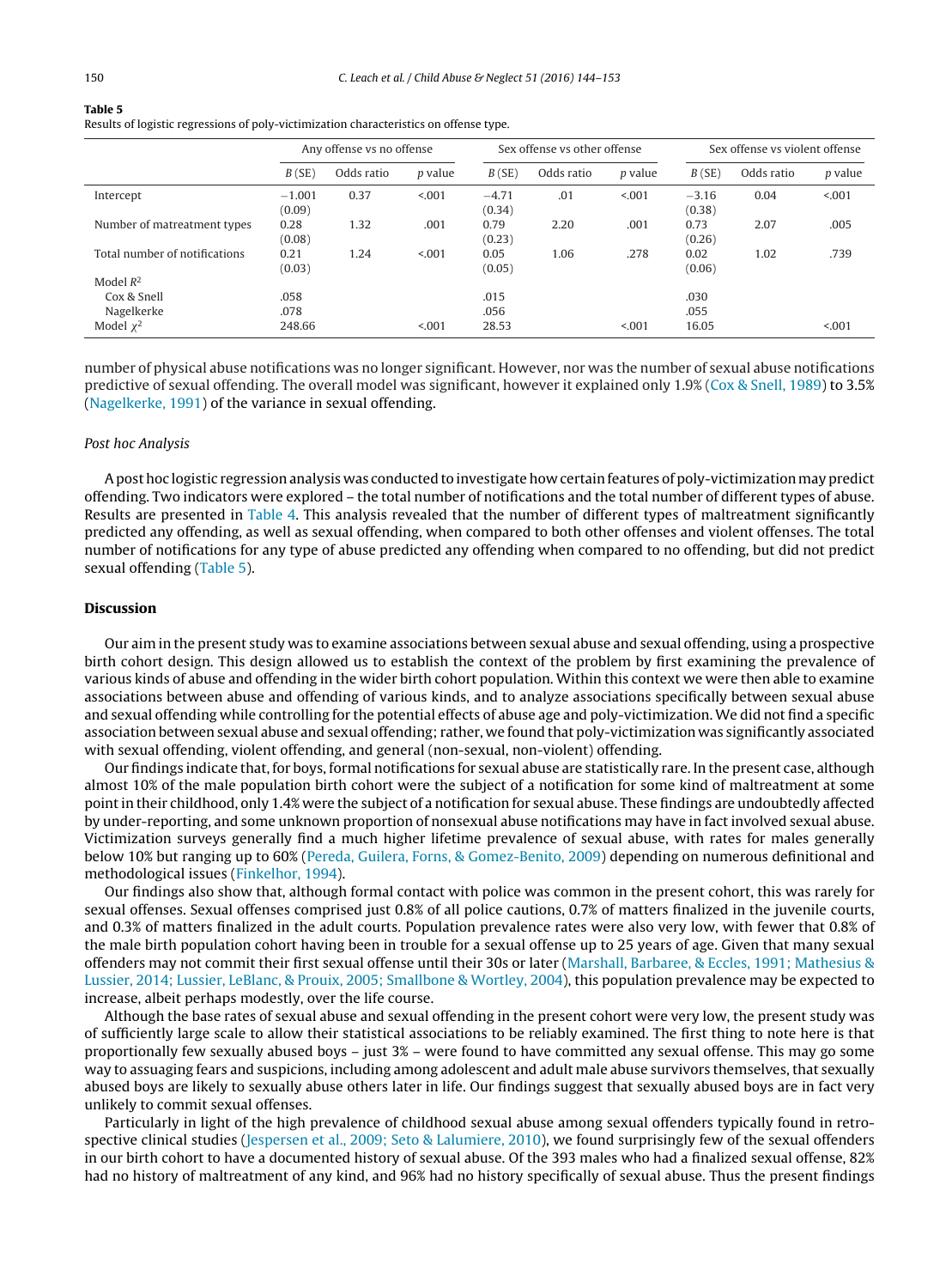**Table 5**

Results of logistic regressions of poly-victimization characteristics on offense type.

| | Any offense vs no offense | | | Sex offense vs other offense | | | Sex offense vs violent offense | | |
|---|---|---|---|---|---|---|---|---|---|
| | *B* (SE) | Odds ratio | *p* value | *B* (SE) | Odds ratio | *p* value | *B* (SE) | Odds ratio | *p* value |
| Intercept | −1.001 (0.09) | 0.37 | <.001 | −4.71 (0.34) | .01 | <.001 | −3.16 (0.38) | 0.04 | <.001 |
| Number of matreatment types | 0.28 (0.08) | 1.32 | .001 | 0.79 (0.23) | 2.20 | .001 | 0.73 (0.26) | 2.07 | .005 |
| Total number of notifications | 0.21 (0.03) | 1.24 | <.001 | 0.05 (0.05) | 1.06 | .278 | 0.02 (0.06) | 1.02 | .739 |
| Model $R^2$ | | | | | | | | | |
| Cox & Snell | .058 | | | .015 | | | .030 | | |
| Nagelkerke | .078 | | | .056 | | | .055 | | |
| Model $\chi^2$ | 248.66 | | <.001 | 28.53 | | <.001 | 16.05 | | <.001 |

number of physical abuse notifications was no longer significant. However, nor was the number of sexual abuse notifications predictive of sexual offending. The overall model was significant, however it explained only 1.9% (Cox & Snell, 1989) to 3.5% (Nagelkerke, 1991) of the variance in sexual offending.

### *Post hoc Analysis*

A post hoc logistic regression analysis was conducted to investigate how certain features of poly-victimization may predict offending. Two indicators were explored – the total number of notifications and the total number of different types of abuse. Results are presented in Table 4. This analysis revealed that the number of different types of maltreatment significantly predicted any offending, as well as sexual offending, when compared to both other offenses and violent offenses. The total number of notifications for any type of abuse predicted any offending when compared to no offending, but did not predict sexual offending (Table 5).

## Discussion

Our aim in the present study was to examine associations between sexual abuse and sexual offending, using a prospective birth cohort design. This design allowed us to establish the context of the problem by first examining the prevalence of various kinds of abuse and offending in the wider birth cohort population. Within this context we were then able to examine associations between abuse and offending of various kinds, and to analyze associations specifically between sexual abuse and sexual offending while controlling for the potential effects of abuse age and poly-victimization. We did not find a specific association between sexual abuse and sexual offending; rather, we found that poly-victimization was significantly associated with sexual offending, violent offending, and general (non-sexual, non-violent) offending.

Our findings indicate that, for boys, formal notifications for sexual abuse are statistically rare. In the present case, although almost 10% of the male population birth cohort were the subject of a notification for some kind of maltreatment at some point in their childhood, only 1.4% were the subject of a notification for sexual abuse. These findings are undoubtedly affected by under-reporting, and some unknown proportion of nonsexual abuse notifications may have in fact involved sexual abuse. Victimization surveys generally find a much higher lifetime prevalence of sexual abuse, with rates for males generally below 10% but ranging up to 60% (Pereda, Guilera, Forns, & Gomez-Benito, 2009) depending on numerous definitional and methodological issues (Finkelhor, 1994).

Our findings also show that, although formal contact with police was common in the present cohort, this was rarely for sexual offenses. Sexual offenses comprised just 0.8% of all police cautions, 0.7% of matters finalized in the juvenile courts, and 0.3% of matters finalized in the adult courts. Population prevalence rates were also very low, with fewer that 0.8% of the male birth population cohort having been in trouble for a sexual offense up to 25 years of age. Given that many sexual offenders may not commit their first sexual offense until their 30s or later (Marshall, Barbaree, & Eccles, 1991; Mathesius & Lussier, 2014; Lussier, LeBlanc, & Prouix, 2005; Smallbone & Wortley, 2004), this population prevalence may be expected to increase, albeit perhaps modestly, over the life course.

Although the base rates of sexual abuse and sexual offending in the present cohort were very low, the present study was of sufficiently large scale to allow their statistical associations to be reliably examined. The first thing to note here is that proportionally few sexually abused boys – just 3% – were found to have committed any sexual offense. This may go some way to assuaging fears and suspicions, including among adolescent and adult male abuse survivors themselves, that sexually abused boys are likely to sexually abuse others later in life. Our findings suggest that sexually abused boys are in fact very unlikely to commit sexual offenses.

Particularly in light of the high prevalence of childhood sexual abuse among sexual offenders typically found in retrospective clinical studies (Jespersen et al., 2009; Seto & Lalumiere, 2010), we found surprisingly few of the sexual offenders in our birth cohort to have a documented history of sexual abuse. Of the 393 males who had a finalized sexual offense, 82% had no history of maltreatment of any kind, and 96% had no history specifically of sexual abuse. Thus the present findings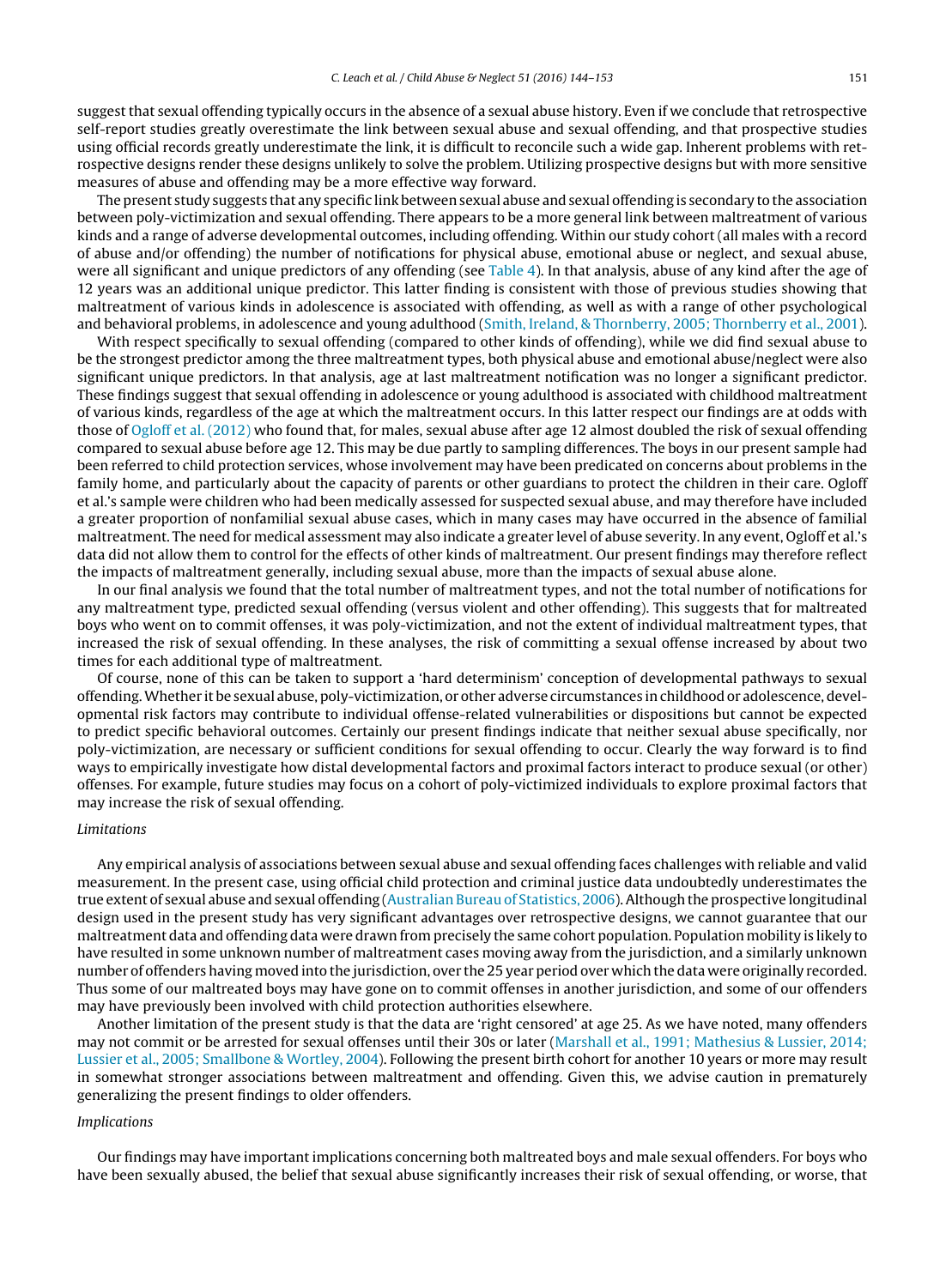suggest that sexual offending typically occurs in the absence of a sexual abuse history. Even if we conclude that retrospective self-report studies greatly overestimate the link between sexual abuse and sexual offending, and that prospective studies using official records greatly underestimate the link, it is difficult to reconcile such a wide gap. Inherent problems with retrospective designs render these designs unlikely to solve the problem. Utilizing prospective designs but with more sensitive measures of abuse and offending may be a more effective way forward.

The present study suggests that any specific link between sexual abuse and sexual offending is secondary to the association between poly-victimization and sexual offending. There appears to be a more general link between maltreatment of various kinds and a range of adverse developmental outcomes, including offending. Within our study cohort (all males with a record of abuse and/or offending) the number of notifications for physical abuse, emotional abuse or neglect, and sexual abuse, were all significant and unique predictors of any offending (see Table 4). In that analysis, abuse of any kind after the age of 12 years was an additional unique predictor. This latter finding is consistent with those of previous studies showing that maltreatment of various kinds in adolescence is associated with offending, as well as with a range of other psychological and behavioral problems, in adolescence and young adulthood (Smith, Ireland, & Thornberry, 2005; Thornberry et al., 2001).

With respect specifically to sexual offending (compared to other kinds of offending), while we did find sexual abuse to be the strongest predictor among the three maltreatment types, both physical abuse and emotional abuse/neglect were also significant unique predictors. In that analysis, age at last maltreatment notification was no longer a significant predictor. These findings suggest that sexual offending in adolescence or young adulthood is associated with childhood maltreatment of various kinds, regardless of the age at which the maltreatment occurs. In this latter respect our findings are at odds with those of Ogloff et al. (2012) who found that, for males, sexual abuse after age 12 almost doubled the risk of sexual offending compared to sexual abuse before age 12. This may be due partly to sampling differences. The boys in our present sample had been referred to child protection services, whose involvement may have been predicated on concerns about problems in the family home, and particularly about the capacity of parents or other guardians to protect the children in their care. Ogloff et al.'s sample were children who had been medically assessed for suspected sexual abuse, and may therefore have included a greater proportion of nonfamilial sexual abuse cases, which in many cases may have occurred in the absence of familial maltreatment. The need for medical assessment may also indicate a greater level of abuse severity. In any event, Ogloff et al.'s data did not allow them to control for the effects of other kinds of maltreatment. Our present findings may therefore reflect the impacts of maltreatment generally, including sexual abuse, more than the impacts of sexual abuse alone.

In our final analysis we found that the total number of maltreatment types, and not the total number of notifications for any maltreatment type, predicted sexual offending (versus violent and other offending). This suggests that for maltreated boys who went on to commit offenses, it was poly-victimization, and not the extent of individual maltreatment types, that increased the risk of sexual offending. In these analyses, the risk of committing a sexual offense increased by about two times for each additional type of maltreatment.

Of course, none of this can be taken to support a 'hard determinism' conception of developmental pathways to sexual offending. Whether it be sexual abuse, poly-victimization, or other adverse circumstances in childhood or adolescence, developmental risk factors may contribute to individual offense-related vulnerabilities or dispositions but cannot be expected to predict specific behavioral outcomes. Certainly our present findings indicate that neither sexual abuse specifically, nor poly-victimization, are necessary or sufficient conditions for sexual offending to occur. Clearly the way forward is to find ways to empirically investigate how distal developmental factors and proximal factors interact to produce sexual (or other) offenses. For example, future studies may focus on a cohort of poly-victimized individuals to explore proximal factors that may increase the risk of sexual offending.

### *Limitations*

Any empirical analysis of associations between sexual abuse and sexual offending faces challenges with reliable and valid measurement. In the present case, using official child protection and criminal justice data undoubtedly underestimates the true extent of sexual abuse and sexual offending (Australian Bureau of Statistics, 2006). Although the prospective longitudinal design used in the present study has very significant advantages over retrospective designs, we cannot guarantee that our maltreatment data and offending data were drawn from precisely the same cohort population. Population mobility is likely to have resulted in some unknown number of maltreatment cases moving away from the jurisdiction, and a similarly unknown number of offenders having moved into the jurisdiction, over the 25 year period over which the data were originally recorded. Thus some of our maltreated boys may have gone on to commit offenses in another jurisdiction, and some of our offenders may have previously been involved with child protection authorities elsewhere.

Another limitation of the present study is that the data are 'right censored' at age 25. As we have noted, many offenders may not commit or be arrested for sexual offenses until their 30s or later (Marshall et al., 1991; Mathesius & Lussier, 2014; Lussier et al., 2005; Smallbone & Wortley, 2004). Following the present birth cohort for another 10 years or more may result in somewhat stronger associations between maltreatment and offending. Given this, we advise caution in prematurely generalizing the present findings to older offenders.

### *Implications*

Our findings may have important implications concerning both maltreated boys and male sexual offenders. For boys who have been sexually abused, the belief that sexual abuse significantly increases their risk of sexual offending, or worse, that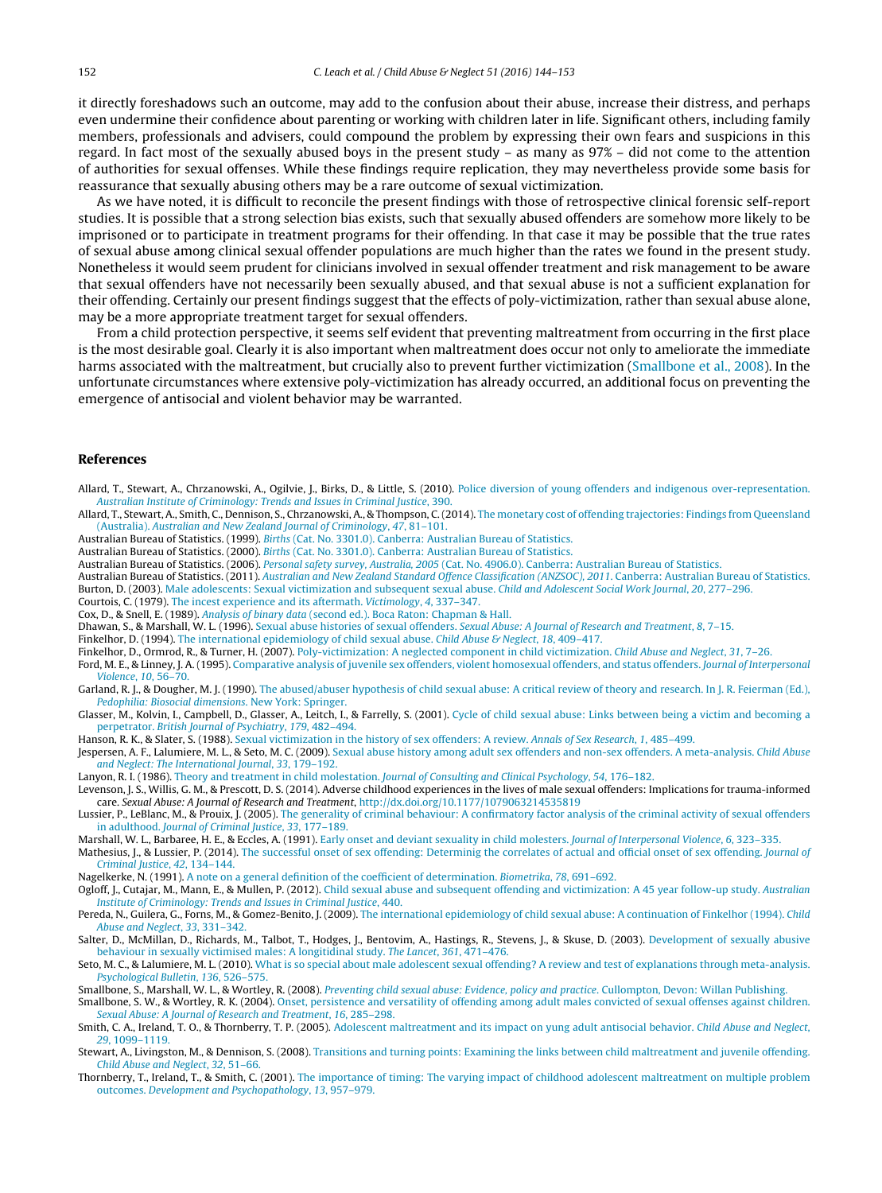it directly foreshadows such an outcome, may add to the confusion about their abuse, increase their distress, and perhaps even undermine their confidence about parenting or working with children later in life. Significant others, including family members, professionals and advisers, could compound the problem by expressing their own fears and suspicions in this regard. In fact most of the sexually abused boys in the present study – as many as 97% – did not come to the attention of authorities for sexual offenses. While these findings require replication, they may nevertheless provide some basis for reassurance that sexually abusing others may be a rare outcome of sexual victimization.

As we have noted, it is difficult to reconcile the present findings with those of retrospective clinical forensic self-report studies. It is possible that a strong selection bias exists, such that sexually abused offenders are somehow more likely to be imprisoned or to participate in treatment programs for their offending. In that case it may be possible that the true rates of sexual abuse among clinical sexual offender populations are much higher than the rates we found in the present study. Nonetheless it would seem prudent for clinicians involved in sexual offender treatment and risk management to be aware that sexual offenders have not necessarily been sexually abused, and that sexual abuse is not a sufficient explanation for their offending. Certainly our present findings suggest that the effects of poly-victimization, rather than sexual abuse alone, may be a more appropriate treatment target for sexual offenders.

From a child protection perspective, it seems self evident that preventing maltreatment from occurring in the first place is the most desirable goal. Clearly it is also important when maltreatment does occur not only to ameliorate the immediate harms associated with the maltreatment, but crucially also to prevent further victimization (Smallbone et al., 2008). In the unfortunate circumstances where extensive poly-victimization has already occurred, an additional focus on preventing the emergence of antisocial and violent behavior may be warranted.

## References

Allard, T., Stewart, A., Chrzanowski, A., Ogilvie, J., Birks, D., & Little, S. (2010). Police diversion of young offenders and indigenous over-representation. *Australian Institute of Criminology: Trends and Issues in Criminal Justice*, 390.

Allard, T., Stewart, A., Smith, C., Dennison, S., Chrzanowski, A., & Thompson, C. (2014). The monetary cost of offending trajectories: Findings from Queensland (Australia). *Australian and New Zealand Journal of Criminology*, *47*, 81–101.

Australian Bureau of Statistics. (1999). *Births* (Cat. No. 3301.0). Canberra: Australian Bureau of Statistics.

Australian Bureau of Statistics. (2000). *Births* (Cat. No. 3301.0). Canberra: Australian Bureau of Statistics.

Australian Bureau of Statistics. (2006). *Personal safety survey, Australia, 2005* (Cat. No. 4906.0). Canberra: Australian Bureau of Statistics.

Australian Bureau of Statistics. (2011). *Australian and New Zealand Standard Offence Classification (ANZSOC), 2011*. Canberra: Australian Bureau of Statistics.

Burton, D. (2003). Male adolescents: Sexual victimization and subsequent sexual abuse. *Child and Adolescent Social Work Journal*, *20*, 277–296.

Courtois, C. (1979). The incest experience and its aftermath. *Victimology*, *4*, 337–347.

Cox, D., & Snell, E. (1989). *Analysis of binary data* (second ed.). Boca Raton: Chapman & Hall.

Dhawan, S., & Marshall, W. L. (1996). Sexual abuse histories of sexual offenders. *Sexual Abuse: A Journal of Research and Treatment*, *8*, 7–15.

Finkelhor, D. (1994). The international epidemiology of child sexual abuse. *Child Abuse & Neglect*, *18*, 409–417.

Finkelhor, D., Ormrod, R., & Turner, H. (2007). Poly-victimization: A neglected component in child victimization. *Child Abuse and Neglect*, *31*, 7–26.

Ford, M. E., & Linney, J. A. (1995). Comparative analysis of juvenile sex offenders, violent homosexual offenders, and status offenders. *Journal of Interpersonal Violence*, *10*, 56–70.

Garland, R. J., & Dougher, M. J. (1990). The abused/abuser hypothesis of child sexual abuse: A critical review of theory and research. In J. R. Feierman (Ed.), *Pedophilia: Biosocial dimensions*. New York: Springer.

Glasser, M., Kolvin, I., Campbell, D., Glasser, A., Leitch, I., & Farrelly, S. (2001). Cycle of child sexual abuse: Links between being a victim and becoming a perpetrator. *British Journal of Psychiatry*, *179*, 482–494.

Hanson, R. K., & Slater, S. (1988). Sexual victimization in the history of sex offenders: A review. *Annals of Sex Research*, *1*, 485–499.

Jespersen, A. F., Lalumiere, M. L., & Seto, M. C. (2009). Sexual abuse history among adult sex offenders and non-sex offenders. A meta-analysis. *Child Abuse and Neglect: The International Journal*, *33*, 179–192.

Lanyon, R. I. (1986). Theory and treatment in child molestation. *Journal of Consulting and Clinical Psychology*, *54*, 176–182.

Levenson, J. S., Willis, G. M., & Prescott, D. S. (2014). Adverse childhood experiences in the lives of male sexual offenders: Implications for trauma-informed care. *Sexual Abuse: A Journal of Research and Treatment*, http://dx.doi.org/10.1177/1079063214535819

Lussier, P., LeBlanc, M., & Prouix, J. (2005). The generality of criminal behaviour: A confirmatory factor analysis of the criminal activity of sexual offenders in adulthood. *Journal of Criminal Justice*, *33*, 177–189.

Marshall, W. L., Barbaree, H. E., & Eccles, A. (1991). Early onset and deviant sexuality in child molesters. *Journal of Interpersonal Violence*, *6*, 323–335.

Mathesius, J., & Lussier, P. (2014). The successful onset of sex offending: Determinig the correlates of actual and official onset of sex offending. *Journal of Criminal Justice*, *42*, 134–144.

Nagelkerke, N. (1991). A note on a general definition of the coefficient of determination. *Biometrika*, *78*, 691–692.

Ogloff, J., Cutajar, M., Mann, E., & Mullen, P. (2012). Child sexual abuse and subsequent offending and victimization: A 45 year follow-up study. *Australian Institute of Criminology: Trends and Issues in Criminal Justice*, 440.

Pereda, N., Guilera, G., Forns, M., & Gomez-Benito, J. (2009). The international epidemiology of child sexual abuse: A continuation of Finkelhor (1994). *Child Abuse and Neglect*, *33*, 331–342.

Salter, D., McMillan, D., Richards, M., Talbot, T., Hodges, J., Bentovim, A., Hastings, R., Stevens, J., & Skuse, D. (2003). Development of sexually abusive behaviour in sexually victimised males: A longitidinal study. *The Lancet*, *361*, 471–476.

Seto, M. C., & Lalumiere, M. L. (2010). What is so special about male adolescent sexual offending? A review and test of explanations through meta-analysis. *Psychological Bulletin*, *136*, 526–575.

Smallbone, S., Marshall, W. L., & Wortley, R. (2008). *Preventing child sexual abuse: Evidence, policy and practice*. Cullompton, Devon: Willan Publishing.

Smallbone, S. W., & Wortley, R. K. (2004). Onset, persistence and versatility of offending among adult males convicted of sexual offenses against children. *Sexual Abuse: A Journal of Research and Treatment*, *16*, 285–298.

Smith, C. A., Ireland, T. O., & Thornberry, T. P. (2005). Adolescent maltreatment and its impact on yung adult antisocial behavior. *Child Abuse and Neglect*, *29*, 1099–1119.

Stewart, A., Livingston, M., & Dennison, S. (2008). Transitions and turning points: Examining the links between child maltreatment and juvenile offending. *Child Abuse and Neglect*, *32*, 51–66.

Thornberry, T., Ireland, T., & Smith, C. (2001). The importance of timing: The varying impact of childhood adolescent maltreatment on multiple problem outcomes. *Development and Psychopathology*, *13*, 957–979.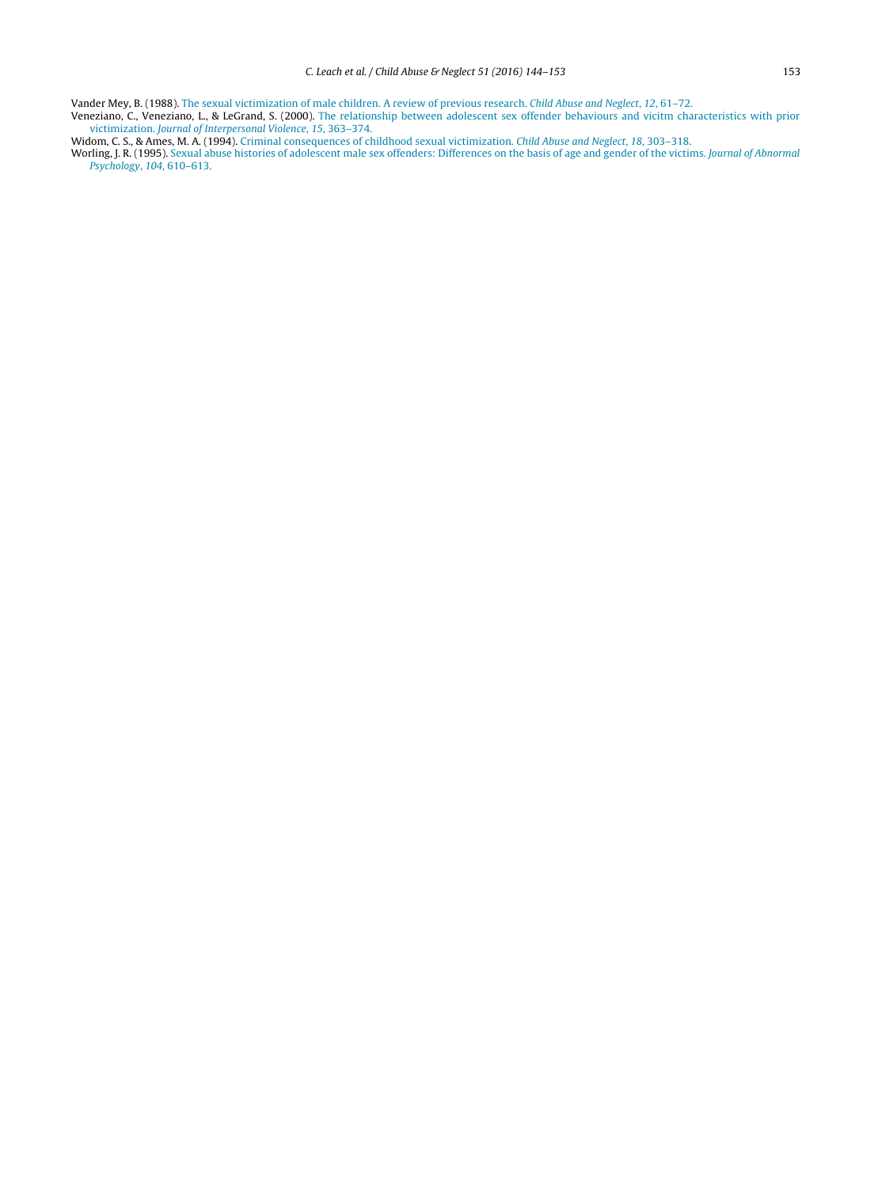Vander Mey, B. (1988). The sexual victimization of male children. A review of previous research. *Child Abuse and Neglect*, *12*, 61–72.

Veneziano, C., Veneziano, L., & LeGrand, S. (2000). The relationship between adolescent sex offender behaviours and vicitm characteristics with prior victimization. *Journal of Interpersonal Violence*, *15*, 363–374.

Widom, C. S., & Ames, M. A. (1994). Criminal consequences of childhood sexual victimization. *Child Abuse and Neglect*, *18*, 303–318.

Worling, J. R. (1995). Sexual abuse histories of adolescent male sex offenders: Differences on the basis of age and gender of the victims. *Journal of Abnormal Psychology*, *104*, 610–613.